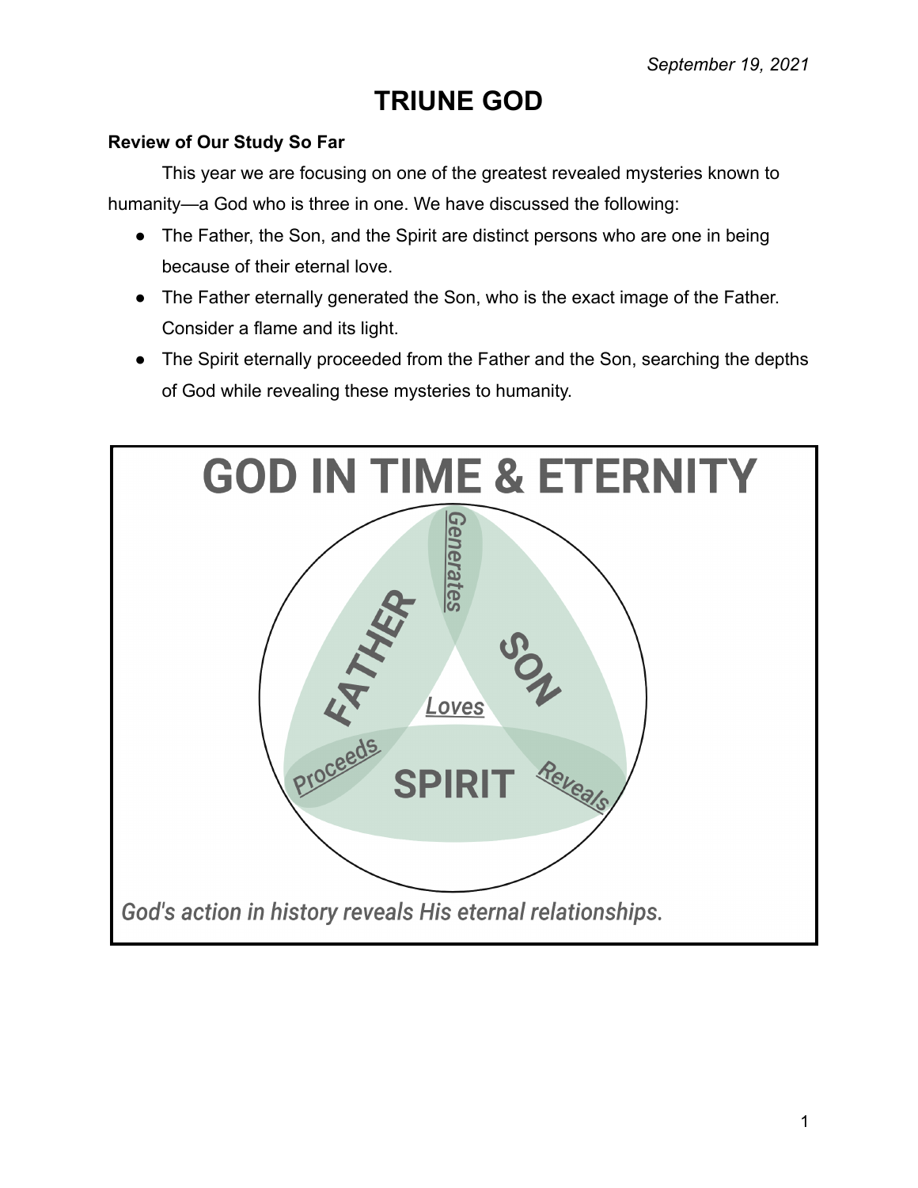*September 19, 2021*

# TRIUNE GOD

**Review of Our Study So Far**

This year we are focusing on one of the greatest revealed mysteries known to humanity—a God who is three in one. We have discussed the following:

- The Father, the Son, and the Spirit are distinct persons who are one in being because of their eternal love.
- The Father eternally generated the Son, who is the exact image of the Father. Consider a flame and its light.
- The Spirit eternally proceeded from the Father and the Son, searching the depths of God while revealing these mysteries to humanity.

**GOD IN TIME & ETERNITY**

FATHER — Generates — SON — Reveals — SPIRIT — Proceeds — Loves

*God's action in history reveals His eternal relationships.*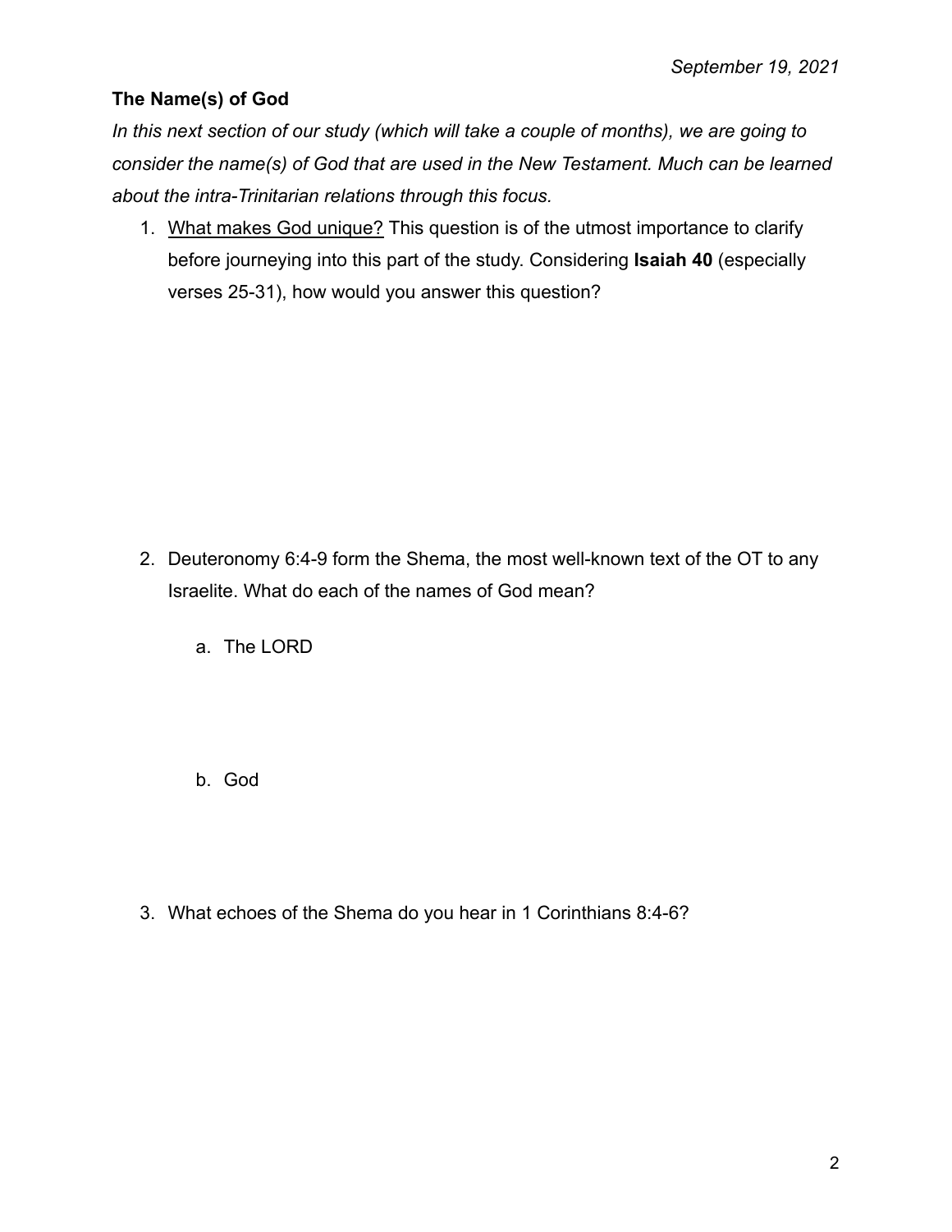*September 19, 2021*

**The Name(s) of God**

*In this next section of our study (which will take a couple of months), we are going to consider the name(s) of God that are used in the New Testament. Much can be learned about the intra-Trinitarian relations through this focus.*

1. <u>What makes God unique?</u> This question is of the utmost importance to clarify before journeying into this part of the study. Considering **Isaiah 40** (especially verses 25-31), how would you answer this question?

2. Deuteronomy 6:4-9 form the Shema, the most well-known text of the OT to any Israelite. What do each of the names of God mean?

   a. The LORD

   b. God

3. What echoes of the Shema do you hear in 1 Corinthians 8:4-6?